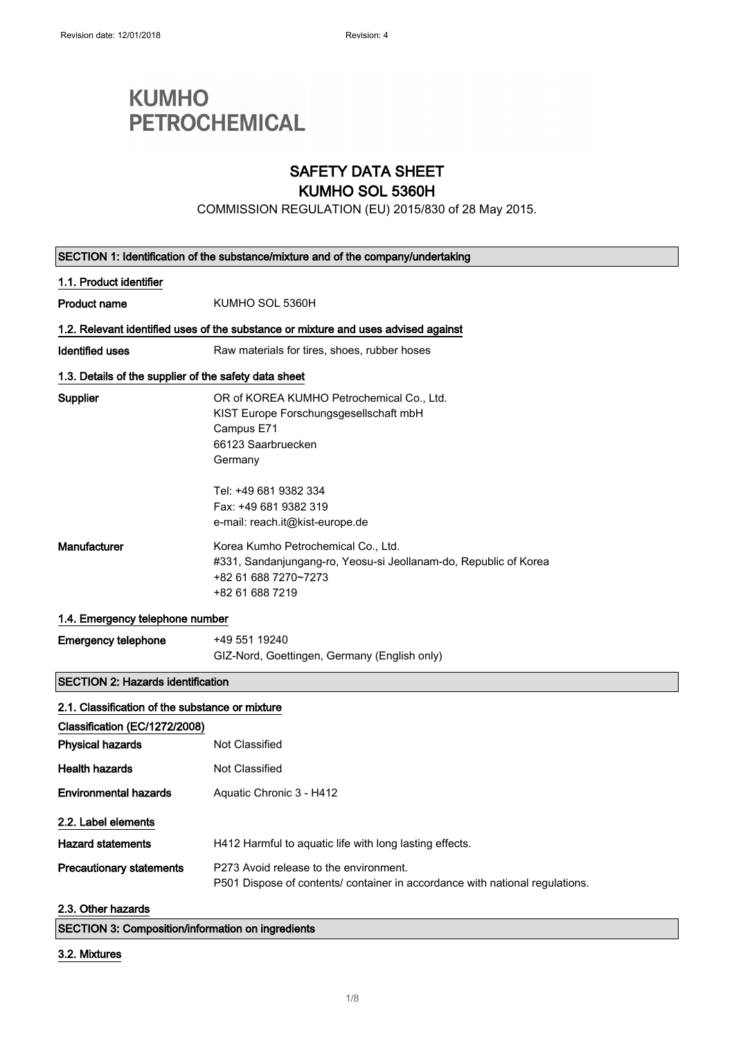Revision date: 12/01/2018 Revision: 4

**KUMHO PETROCHEMICAL**

# SAFETY DATA SHEET
# KUMHO SOL 5360H

COMMISSION REGULATION (EU) 2015/830 of 28 May 2015.

## SECTION 1: Identification of the substance/mixture and of the company/undertaking

### 1.1. Product identifier

**Product name** KUMHO SOL 5360H

### 1.2. Relevant identified uses of the substance or mixture and uses advised against

**Identified uses** Raw materials for tires, shoes, rubber hoses

### 1.3. Details of the supplier of the safety data sheet

**Supplier**
OR of KOREA KUMHO Petrochemical Co., Ltd.
KIST Europe Forschungsgesellschaft mbH
Campus E71
66123 Saarbruecken
Germany

Tel: +49 681 9382 334
Fax: +49 681 9382 319
e-mail: reach.it@kist-europe.de

**Manufacturer**
Korea Kumho Petrochemical Co., Ltd.
#331, Sandanjungang-ro, Yeosu-si Jeollanam-do, Republic of Korea
+82 61 688 7270~7273
+82 61 688 7219

### 1.4. Emergency telephone number

**Emergency telephone**
+49 551 19240
GIZ-Nord, Goettingen, Germany (English only)

## SECTION 2: Hazards identification

### 2.1. Classification of the substance or mixture

**Classification (EC/1272/2008)**

**Physical hazards** Not Classified

**Health hazards** Not Classified

**Environmental hazards** Aquatic Chronic 3 - H412

### 2.2. Label elements

**Hazard statements** H412 Harmful to aquatic life with long lasting effects.

**Precautionary statements**
P273 Avoid release to the environment.
P501 Dispose of contents/ container in accordance with national regulations.

### 2.3. Other hazards

## SECTION 3: Composition/information on ingredients

### 3.2. Mixtures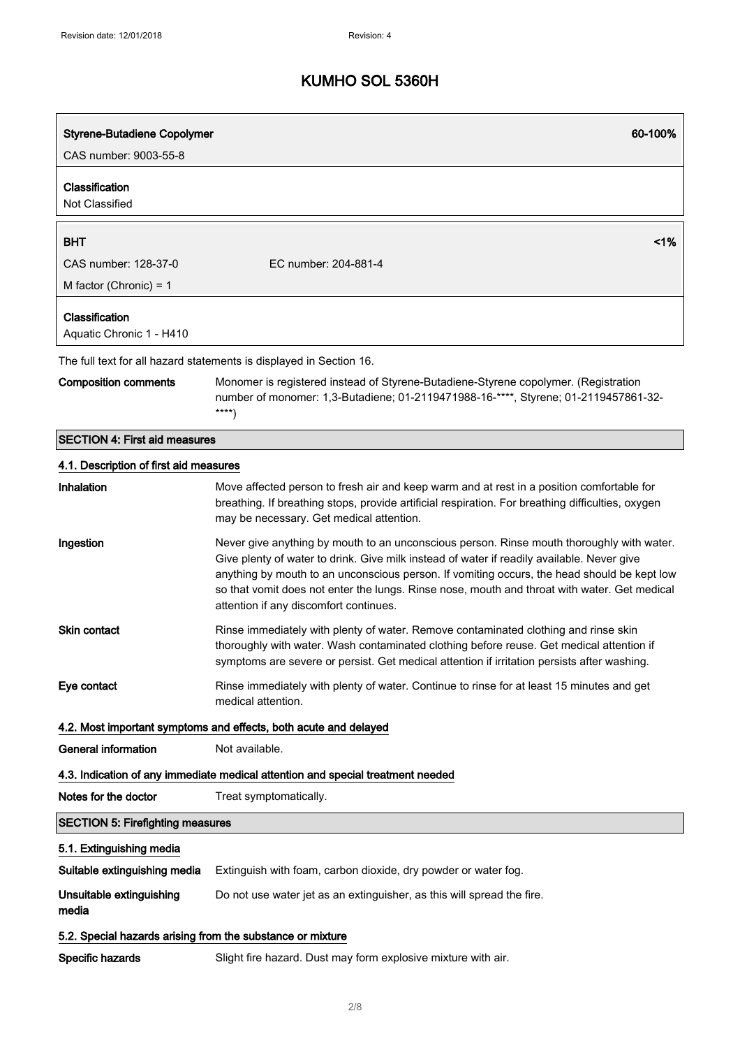| Styrene-Butadiene Copolymer | 60-100% |
|---|---|
| CAS number: 9003-55-8 | |
| **Classification** | |
| Not Classified | |

| BHT | | <1% |
|---|---|---|
| CAS number: 128-37-0 | EC number: 204-881-4 | |
| M factor (Chronic) = 1 | | |
| **Classification** | | |
| Aquatic Chronic 1 - H410 | | |

The full text for all hazard statements is displayed in Section 16.

**Composition comments** Monomer is registered instead of Styrene-Butadiene-Styrene copolymer. (Registration number of monomer: 1,3-Butadiene; 01-2119471988-16-****, Styrene; 01-2119457861-32-****)

## SECTION 4: First aid measures

### 4.1. Description of first aid measures

**Inhalation** Move affected person to fresh air and keep warm and at rest in a position comfortable for breathing. If breathing stops, provide artificial respiration. For breathing difficulties, oxygen may be necessary. Get medical attention.

**Ingestion** Never give anything by mouth to an unconscious person. Rinse mouth thoroughly with water. Give plenty of water to drink. Give milk instead of water if readily available. Never give anything by mouth to an unconscious person. If vomiting occurs, the head should be kept low so that vomit does not enter the lungs. Rinse nose, mouth and throat with water. Get medical attention if any discomfort continues.

**Skin contact** Rinse immediately with plenty of water. Remove contaminated clothing and rinse skin thoroughly with water. Wash contaminated clothing before reuse. Get medical attention if symptoms are severe or persist. Get medical attention if irritation persists after washing.

**Eye contact** Rinse immediately with plenty of water. Continue to rinse for at least 15 minutes and get medical attention.

### 4.2. Most important symptoms and effects, both acute and delayed

**General information** Not available.

### 4.3. Indication of any immediate medical attention and special treatment needed

**Notes for the doctor** Treat symptomatically.

## SECTION 5: Firefighting measures

### 5.1. Extinguishing media

**Suitable extinguishing media** Extinguish with foam, carbon dioxide, dry powder or water fog.

**Unsuitable extinguishing media** Do not use water jet as an extinguisher, as this will spread the fire.

### 5.2. Special hazards arising from the substance or mixture

**Specific hazards** Slight fire hazard. Dust may form explosive mixture with air.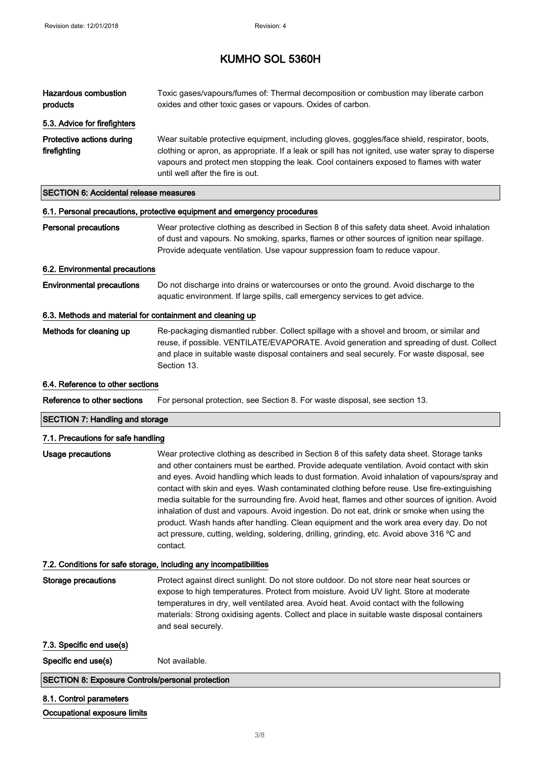| | |
|---|---|
| **Hazardous combustion products** | Toxic gases/vapours/fumes of: Thermal decomposition or combustion may liberate carbon oxides and other toxic gases or vapours. Oxides of carbon. |

#### 5.3. Advice for firefighters

| | |
|---|---|
| **Protective actions during firefighting** | Wear suitable protective equipment, including gloves, goggles/face shield, respirator, boots, clothing or apron, as appropriate. If a leak or spill has not ignited, use water spray to disperse vapours and protect men stopping the leak. Cool containers exposed to flames with water until well after the fire is out. |

## SECTION 6: Accidental release measures

#### 6.1. Personal precautions, protective equipment and emergency procedures

| | |
|---|---|
| **Personal precautions** | Wear protective clothing as described in Section 8 of this safety data sheet. Avoid inhalation of dust and vapours. No smoking, sparks, flames or other sources of ignition near spillage. Provide adequate ventilation. Use vapour suppression foam to reduce vapour. |

#### 6.2. Environmental precautions

| | |
|---|---|
| **Environmental precautions** | Do not discharge into drains or watercourses or onto the ground. Avoid discharge to the aquatic environment. If large spills, call emergency services to get advice. |

#### 6.3. Methods and material for containment and cleaning up

| | |
|---|---|
| **Methods for cleaning up** | Re-packaging dismantled rubber. Collect spillage with a shovel and broom, or similar and reuse, if possible. VENTILATE/EVAPORATE. Avoid generation and spreading of dust. Collect and place in suitable waste disposal containers and seal securely. For waste disposal, see Section 13. |

#### 6.4. Reference to other sections

| | |
|---|---|
| **Reference to other sections** | For personal protection, see Section 8. For waste disposal, see section 13. |

## SECTION 7: Handling and storage

#### 7.1. Precautions for safe handling

| | |
|---|---|
| **Usage precautions** | Wear protective clothing as described in Section 8 of this safety data sheet. Storage tanks and other containers must be earthed. Provide adequate ventilation. Avoid contact with skin and eyes. Avoid handling which leads to dust formation. Avoid inhalation of vapours/spray and contact with skin and eyes. Wash contaminated clothing before reuse. Use fire-extinguishing media suitable for the surrounding fire. Avoid heat, flames and other sources of ignition. Avoid inhalation of dust and vapours. Avoid ingestion. Do not eat, drink or smoke when using the product. Wash hands after handling. Clean equipment and the work area every day. Do not act pressure, cutting, welding, soldering, drilling, grinding, etc. Avoid above 316 ºC and contact. |

#### 7.2. Conditions for safe storage, including any incompatibilities

| | |
|---|---|
| **Storage precautions** | Protect against direct sunlight. Do not store outdoor. Do not store near heat sources or expose to high temperatures. Protect from moisture. Avoid UV light. Store at moderate temperatures in dry, well ventilated area. Avoid heat. Avoid contact with the following materials: Strong oxidising agents. Collect and place in suitable waste disposal containers and seal securely. |

#### 7.3. Specific end use(s)

| | |
|---|---|
| **Specific end use(s)** | Not available. |

## SECTION 8: Exposure Controls/personal protection

#### 8.1. Control parameters

**Occupational exposure limits**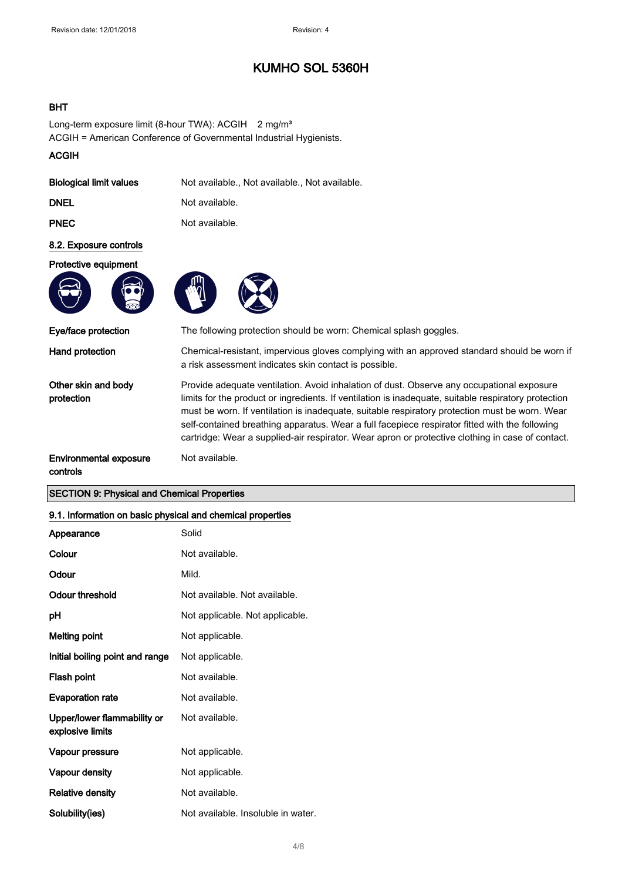# KUMHO SOL 5360H

**BHT**

Long-term exposure limit (8-hour TWA): ACGIH 2 mg/m³
ACGIH = American Conference of Governmental Industrial Hygienists.

**ACGIH**

| | |
|---|---|
| **Biological limit values** | Not available., Not available., Not available. |
| **DNEL** | Not available. |
| **PNEC** | Not available. |

## 8.2. Exposure controls

**Protective equipment**

| | |
|---|---|
| **Eye/face protection** | The following protection should be worn: Chemical splash goggles. |
| **Hand protection** | Chemical-resistant, impervious gloves complying with an approved standard should be worn if a risk assessment indicates skin contact is possible. |
| **Other skin and body protection** | Provide adequate ventilation. Avoid inhalation of dust. Observe any occupational exposure limits for the product or ingredients. If ventilation is inadequate, suitable respiratory protection must be worn. If ventilation is inadequate, suitable respiratory protection must be worn. Wear self-contained breathing apparatus. Wear a full facepiece respirator fitted with the following cartridge: Wear a supplied-air respirator. Wear apron or protective clothing in case of contact. |
| **Environmental exposure controls** | Not available. |

## SECTION 9: Physical and Chemical Properties

### 9.1. Information on basic physical and chemical properties

| | |
|---|---|
| **Appearance** | Solid |
| **Colour** | Not available. |
| **Odour** | Mild. |
| **Odour threshold** | Not available. Not available. |
| **pH** | Not applicable. Not applicable. |
| **Melting point** | Not applicable. |
| **Initial boiling point and range** | Not applicable. |
| **Flash point** | Not available. |
| **Evaporation rate** | Not available. |
| **Upper/lower flammability or explosive limits** | Not available. |
| **Vapour pressure** | Not applicable. |
| **Vapour density** | Not applicable. |
| **Relative density** | Not available. |
| **Solubility(ies)** | Not available. Insoluble in water. |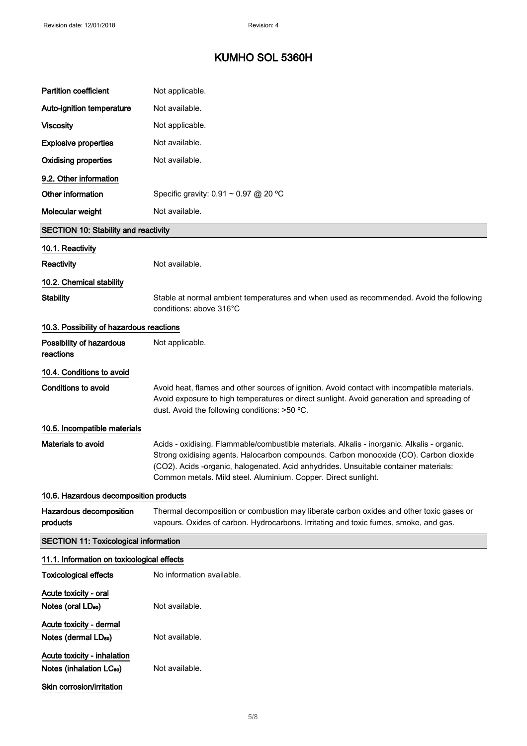| | |
|---|---|
| **Partition coefficient** | Not applicable. |
| **Auto-ignition temperature** | Not available. |
| **Viscosity** | Not applicable. |
| **Explosive properties** | Not available. |
| **Oxidising properties** | Not available. |

### 9.2. Other information

| | |
|---|---|
| **Other information** | Specific gravity: 0.91 ~ 0.97 @ 20 ºC |
| **Molecular weight** | Not available. |

## SECTION 10: Stability and reactivity

### 10.1. Reactivity

| | |
|---|---|
| **Reactivity** | Not available. |

### 10.2. Chemical stability

| | |
|---|---|
| **Stability** | Stable at normal ambient temperatures and when used as recommended. Avoid the following conditions: above 316°C |

### 10.3. Possibility of hazardous reactions

| | |
|---|---|
| **Possibility of hazardous reactions** | Not applicable. |

### 10.4. Conditions to avoid

| | |
|---|---|
| **Conditions to avoid** | Avoid heat, flames and other sources of ignition. Avoid contact with incompatible materials. Avoid exposure to high temperatures or direct sunlight. Avoid generation and spreading of dust. Avoid the following conditions: >50 ºC. |

### 10.5. Incompatible materials

| | |
|---|---|
| **Materials to avoid** | Acids - oxidising. Flammable/combustible materials. Alkalis - inorganic. Alkalis - organic. Strong oxidising agents. Halocarbon compounds. Carbon monooxide (CO). Carbon dioxide ($CO_2$). Acids -organic, halogenated. Acid anhydrides. Unsuitable container materials: Common metals. Mild steel. Aluminium. Copper. Direct sunlight. |

### 10.6. Hazardous decomposition products

| | |
|---|---|
| **Hazardous decomposition products** | Thermal decomposition or combustion may liberate carbon oxides and other toxic gases or vapours. Oxides of carbon. Hydrocarbons. Irritating and toxic fumes, smoke, and gas. |

## SECTION 11: Toxicological information

### 11.1. Information on toxicological effects

| | |
|---|---|
| **Toxicological effects** | No information available. |

**Acute toxicity - oral**

| | |
|---|---|
| **Notes (oral $LD_{50}$)** | Not available. |

**Acute toxicity - dermal**

| | |
|---|---|
| **Notes (dermal $LD_{50}$)** | Not available. |

**Acute toxicity - inhalation**

| | |
|---|---|
| **Notes (inhalation $LC_{50}$)** | Not available. |

**Skin corrosion/irritation**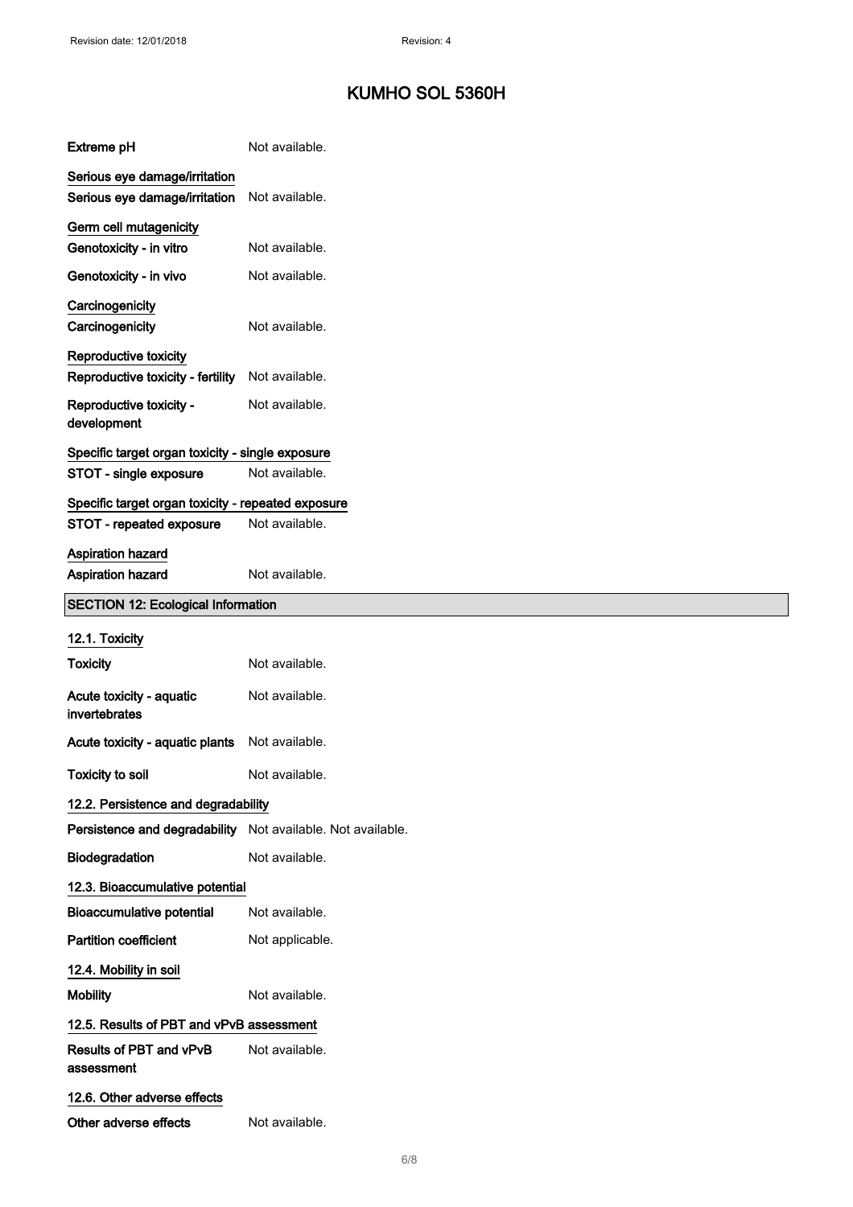# KUMHO SOL 5360H

**Extreme pH** Not available.

**Serious eye damage/irritation**

**Serious eye damage/irritation** Not available.

**Germ cell mutagenicity**

**Genotoxicity - in vitro** Not available.

**Genotoxicity - in vivo** Not available.

**Carcinogenicity**

**Carcinogenicity** Not available.

**Reproductive toxicity**

**Reproductive toxicity - fertility** Not available.

**Reproductive toxicity - development** Not available.

**Specific target organ toxicity - single exposure**

**STOT - single exposure** Not available.

**Specific target organ toxicity - repeated exposure**

**STOT - repeated exposure** Not available.

**Aspiration hazard**

**Aspiration hazard** Not available.

## SECTION 12: Ecological Information

### 12.1. Toxicity

**Toxicity** Not available.

**Acute toxicity - aquatic invertebrates** Not available.

**Acute toxicity - aquatic plants** Not available.

**Toxicity to soil** Not available.

### 12.2. Persistence and degradability

**Persistence and degradability** Not available. Not available.

**Biodegradation** Not available.

### 12.3. Bioaccumulative potential

**Bioaccumulative potential** Not available.

**Partition coefficient** Not applicable.

### 12.4. Mobility in soil

**Mobility** Not available.

### 12.5. Results of PBT and vPvB assessment

**Results of PBT and vPvB assessment** Not available.

### 12.6. Other adverse effects

**Other adverse effects** Not available.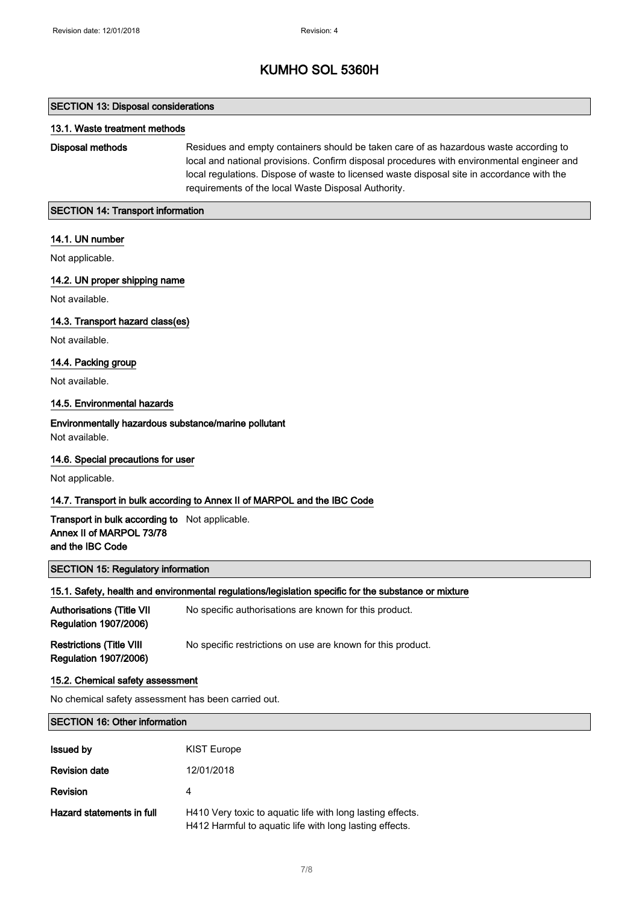# KUMHO SOL 5360H

## SECTION 13: Disposal considerations

### 13.1. Waste treatment methods

| | |
|---|---|
| **Disposal methods** | Residues and empty containers should be taken care of as hazardous waste according to local and national provisions. Confirm disposal procedures with environmental engineer and local regulations. Dispose of waste to licensed waste disposal site in accordance with the requirements of the local Waste Disposal Authority. |

## SECTION 14: Transport information

### 14.1. UN number

Not applicable.

### 14.2. UN proper shipping name

Not available.

### 14.3. Transport hazard class(es)

Not available.

### 14.4. Packing group

Not available.

### 14.5. Environmental hazards

**Environmentally hazardous substance/marine pollutant**

Not available.

### 14.6. Special precautions for user

Not applicable.

### 14.7. Transport in bulk according to Annex II of MARPOL and the IBC Code

| | |
|---|---|
| **Transport in bulk according to Annex II of MARPOL 73/78 and the IBC Code** | Not applicable. |

## SECTION 15: Regulatory information

### 15.1. Safety, health and environmental regulations/legislation specific for the substance or mixture

| | |
|---|---|
| **Authorisations (Title VII Regulation 1907/2006)** | No specific authorisations are known for this product. |
| **Restrictions (Title VIII Regulation 1907/2006)** | No specific restrictions on use are known for this product. |

### 15.2. Chemical safety assessment

No chemical safety assessment has been carried out.

## SECTION 16: Other information

| | |
|---|---|
| **Issued by** | KIST Europe |
| **Revision date** | 12/01/2018 |
| **Revision** | 4 |
| **Hazard statements in full** | H410 Very toxic to aquatic life with long lasting effects.<br>H412 Harmful to aquatic life with long lasting effects. |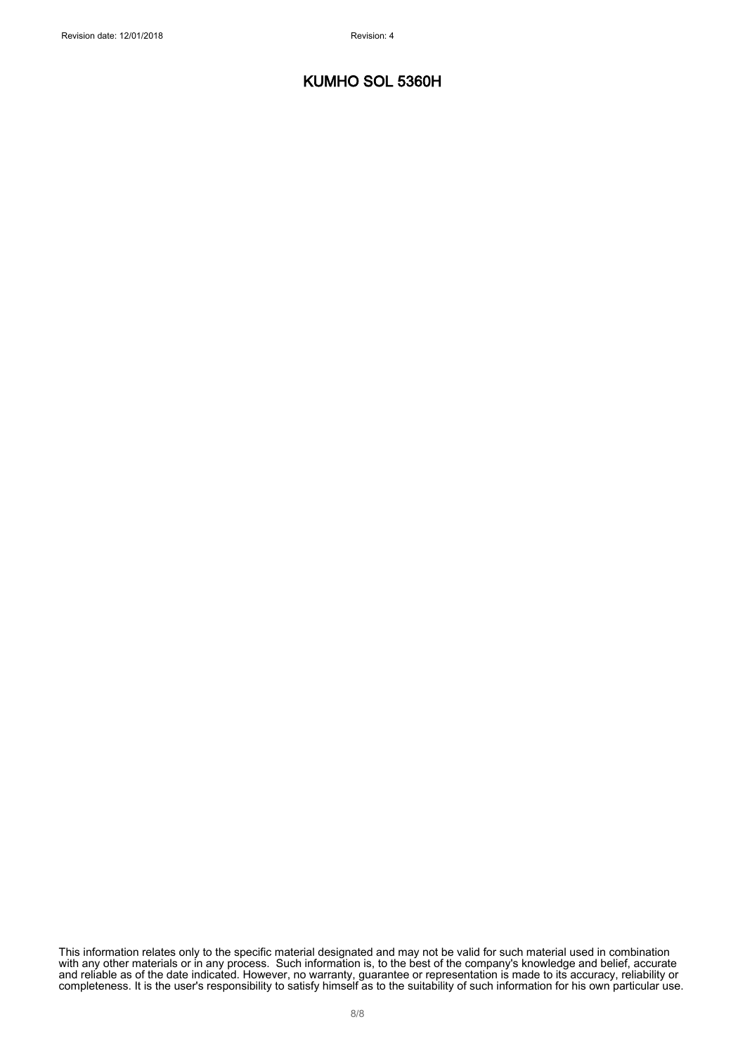This information relates only to the specific material designated and may not be valid for such material used in combination with any other materials or in any process. Such information is, to the best of the company's knowledge and belief, accurate and reliable as of the date indicated. However, no warranty, guarantee or representation is made to its accuracy, reliability or completeness. It is the user's responsibility to satisfy himself as to the suitability of such information for his own particular use.